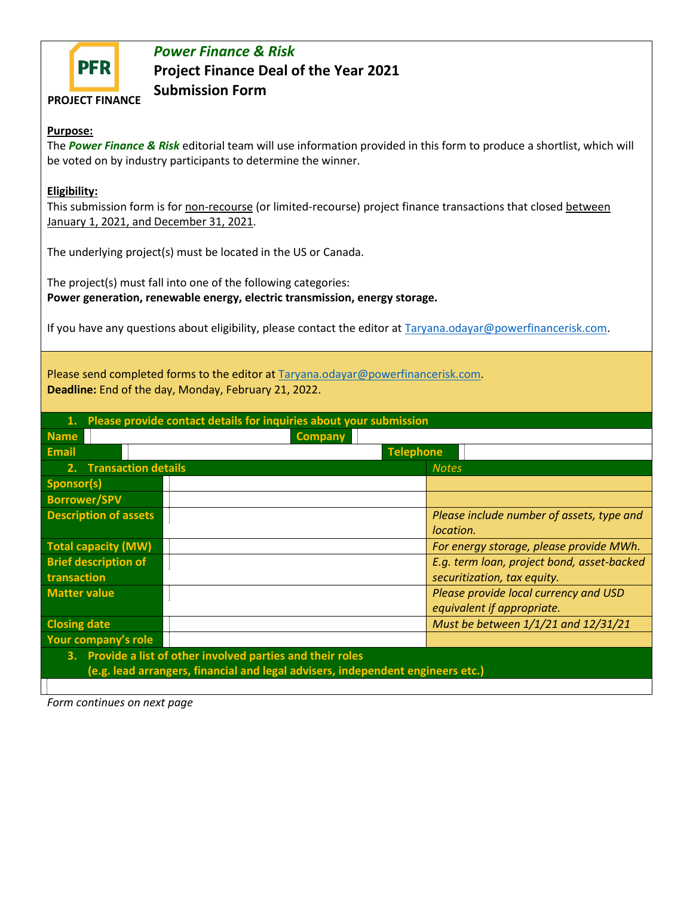**PFR**

**PROJECT FINANCE**

# *Power Finance & Risk*
## Project Finance Deal of the Year 2021
## Submission Form

**Purpose:**

The ***Power Finance & Risk*** editorial team will use information provided in this form to produce a shortlist, which will be voted on by industry participants to determine the winner.

**Eligibility:**

This submission form is for non-recourse (or limited-recourse) project finance transactions that closed between January 1, 2021, and December 31, 2021.

The underlying project(s) must be located in the US or Canada.

The project(s) must fall into one of the following categories:
**Power generation, renewable energy, electric transmission, energy storage.**

If you have any questions about eligibility, please contact the editor at Taryana.odayar@powerfinancerisk.com.

Please send completed forms to the editor at Taryana.odayar@powerfinancerisk.com.
**Deadline:** End of the day, Monday, February 21, 2022.

**1. Please provide contact details for inquiries about your submission**

| Name | | Company | |
|---|---|---|---|
| Email | | Telephone | |

| 2. Transaction details | | *Notes* |
|---|---|---|
| Sponsor(s) | | |
| Borrower/SPV | | |
| Description of assets | | *Please include number of assets, type and location.* |
| Total capacity (MW) | | *For energy storage, please provide MWh.* |
| Brief description of transaction | | *E.g. term loan, project bond, asset-backed securitization, tax equity.* |
| Matter value | | *Please provide local currency and USD equivalent if appropriate.* |
| Closing date | | *Must be between 1/1/21 and 12/31/21* |
| Your company's role | | |

**3. Provide a list of other involved parties and their roles (e.g. lead arrangers, financial and legal advisers, independent engineers etc.)**

*Form continues on next page*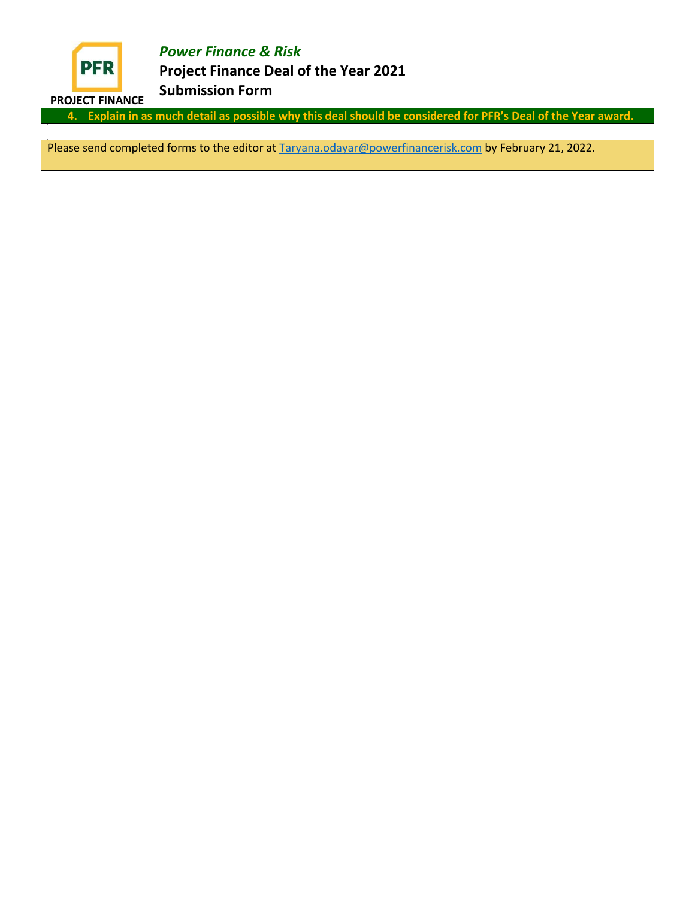PFR

PROJECT FINANCE

*Power Finance & Risk*

**Project Finance Deal of the Year 2021**

**Submission Form**

**4. Explain in as much detail as possible why this deal should be considered for PFR's Deal of the Year award.**

Please send completed forms to the editor at Taryana.odayar@powerfinancerisk.com by February 21, 2022.